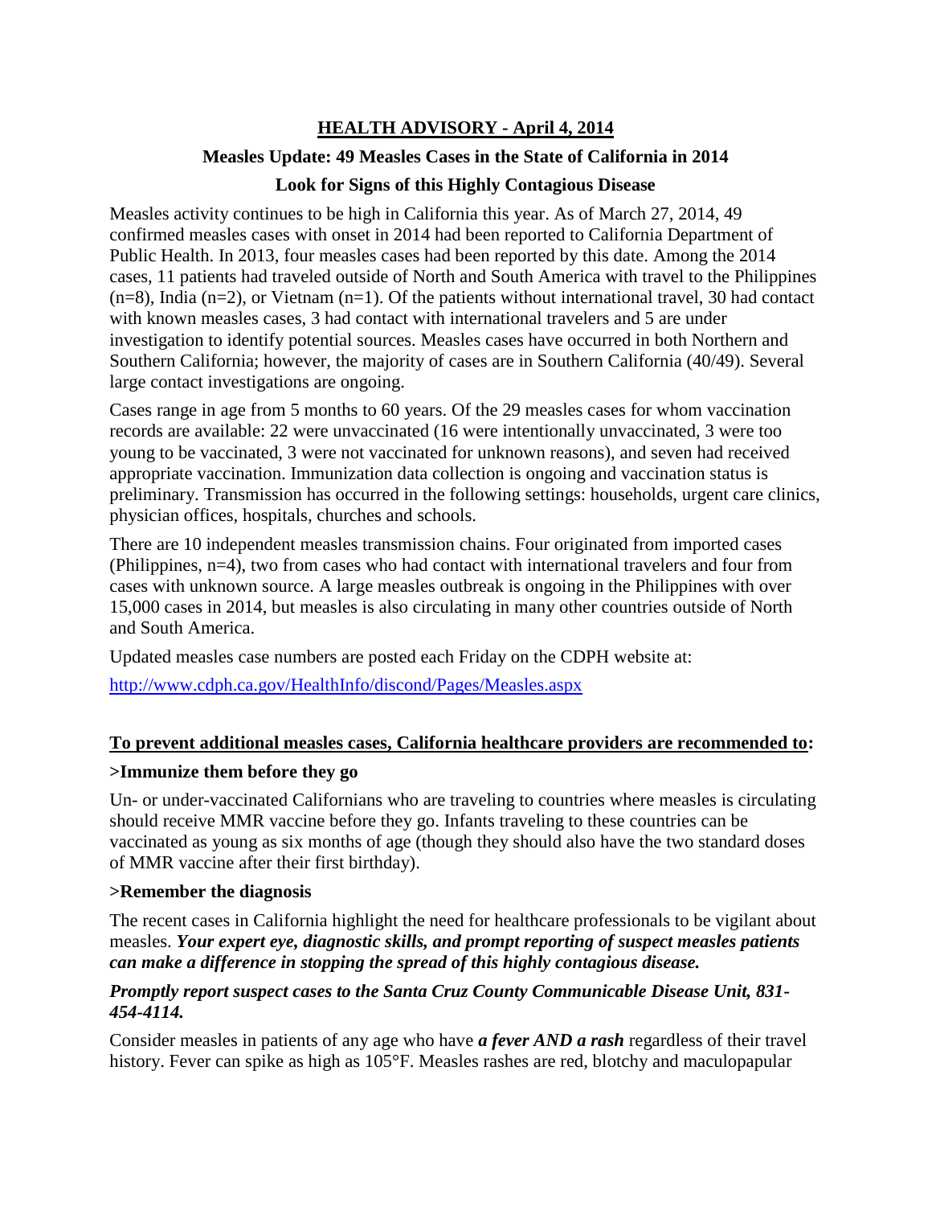# HEALTH ADVISORY - April 4, 2014

## Measles Update: 49 Measles Cases in the State of California in 2014

## Look for Signs of this Highly Contagious Disease

Measles activity continues to be high in California this year. As of March 27, 2014, 49 confirmed measles cases with onset in 2014 had been reported to California Department of Public Health. In 2013, four measles cases had been reported by this date. Among the 2014 cases, 11 patients had traveled outside of North and South America with travel to the Philippines (n=8), India (n=2), or Vietnam (n=1). Of the patients without international travel, 30 had contact with known measles cases, 3 had contact with international travelers and 5 are under investigation to identify potential sources. Measles cases have occurred in both Northern and Southern California; however, the majority of cases are in Southern California (40/49). Several large contact investigations are ongoing.

Cases range in age from 5 months to 60 years. Of the 29 measles cases for whom vaccination records are available: 22 were unvaccinated (16 were intentionally unvaccinated, 3 were too young to be vaccinated, 3 were not vaccinated for unknown reasons), and seven had received appropriate vaccination. Immunization data collection is ongoing and vaccination status is preliminary. Transmission has occurred in the following settings: households, urgent care clinics, physician offices, hospitals, churches and schools.

There are 10 independent measles transmission chains. Four originated from imported cases (Philippines, n=4), two from cases who had contact with international travelers and four from cases with unknown source. A large measles outbreak is ongoing in the Philippines with over 15,000 cases in 2014, but measles is also circulating in many other countries outside of North and South America.

Updated measles case numbers are posted each Friday on the CDPH website at:

http://www.cdph.ca.gov/HealthInfo/discond/Pages/Measles.aspx

**To prevent additional measles cases, California healthcare providers are recommended to:**

### >Immunize them before they go

Un- or under-vaccinated Californians who are traveling to countries where measles is circulating should receive MMR vaccine before they go. Infants traveling to these countries can be vaccinated as young as six months of age (though they should also have the two standard doses of MMR vaccine after their first birthday).

### >Remember the diagnosis

The recent cases in California highlight the need for healthcare professionals to be vigilant about measles. ***Your expert eye, diagnostic skills, and prompt reporting of suspect measles patients can make a difference in stopping the spread of this highly contagious disease.***

***Promptly report suspect cases to the Santa Cruz County Communicable Disease Unit, 831-454-4114.***

Consider measles in patients of any age who have ***a fever AND a rash*** regardless of their travel history. Fever can spike as high as 105°F. Measles rashes are red, blotchy and maculopapular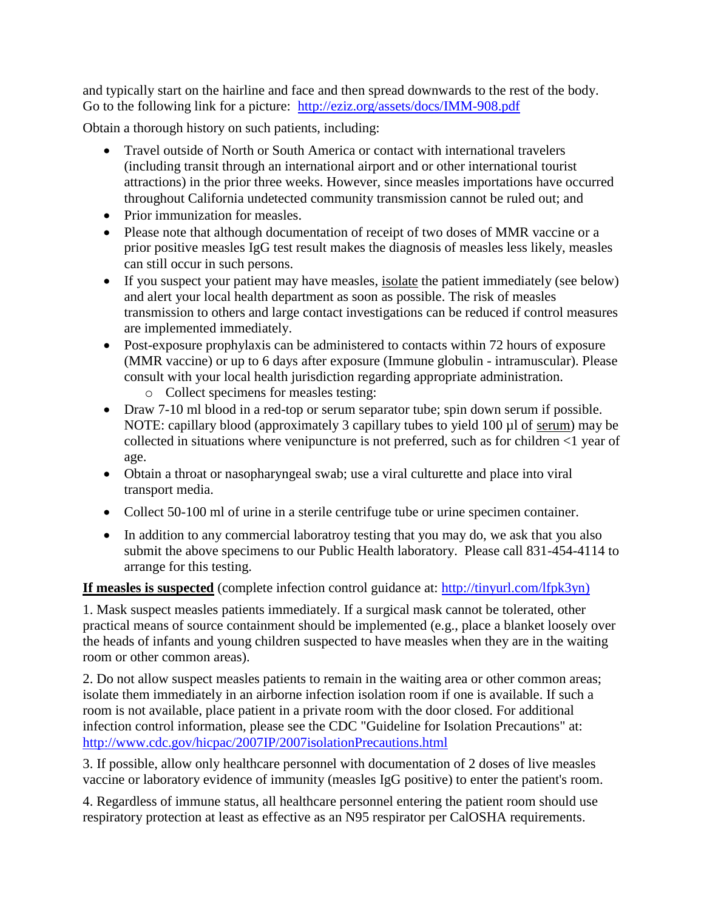and typically start on the hairline and face and then spread downwards to the rest of the body. Go to the following link for a picture: [http://eziz.org/assets/docs/IMM-908.pdf](http://eziz.org/assets/docs/IMM-908.pdf)

Obtain a thorough history on such patients, including:

- Travel outside of North or South America or contact with international travelers (including transit through an international airport and or other international tourist attractions) in the prior three weeks. However, since measles importations have occurred throughout California undetected community transmission cannot be ruled out; and
- Prior immunization for measles.
- Please note that although documentation of receipt of two doses of MMR vaccine or a prior positive measles IgG test result makes the diagnosis of measles less likely, measles can still occur in such persons.
- If you suspect your patient may have measles, <u>isolate</u> the patient immediately (see below) and alert your local health department as soon as possible. The risk of measles transmission to others and large contact investigations can be reduced if control measures are implemented immediately.
- Post-exposure prophylaxis can be administered to contacts within 72 hours of exposure (MMR vaccine) or up to 6 days after exposure (Immune globulin - intramuscular). Please consult with your local health jurisdiction regarding appropriate administration.
  - Collect specimens for measles testing:
- Draw 7-10 ml blood in a red-top or serum separator tube; spin down serum if possible. NOTE: capillary blood (approximately 3 capillary tubes to yield 100 µl of <u>serum</u>) may be collected in situations where venipuncture is not preferred, such as for children <1 year of age.
- Obtain a throat or nasopharyngeal swab; use a viral culturette and place into viral transport media.
- Collect 50-100 ml of urine in a sterile centrifuge tube or urine specimen container.
- In addition to any commercial laboratroy testing that you may do, we ask that you also submit the above specimens to our Public Health laboratory. Please call 831-454-4114 to arrange for this testing.

**<u>If measles is suspected</u>** (complete infection control guidance at: [http://tinyurl.com/lfpk3yn)](http://tinyurl.com/lfpk3yn)

1. Mask suspect measles patients immediately. If a surgical mask cannot be tolerated, other practical means of source containment should be implemented (e.g., place a blanket loosely over the heads of infants and young children suspected to have measles when they are in the waiting room or other common areas).

2. Do not allow suspect measles patients to remain in the waiting area or other common areas; isolate them immediately in an airborne infection isolation room if one is available. If such a room is not available, place patient in a private room with the door closed. For additional infection control information, please see the CDC "Guideline for Isolation Precautions" at: [http://www.cdc.gov/hicpac/2007IP/2007isolationPrecautions.html](http://www.cdc.gov/hicpac/2007IP/2007isolationPrecautions.html)

3. If possible, allow only healthcare personnel with documentation of 2 doses of live measles vaccine or laboratory evidence of immunity (measles IgG positive) to enter the patient's room.

4. Regardless of immune status, all healthcare personnel entering the patient room should use respiratory protection at least as effective as an N95 respirator per CalOSHA requirements.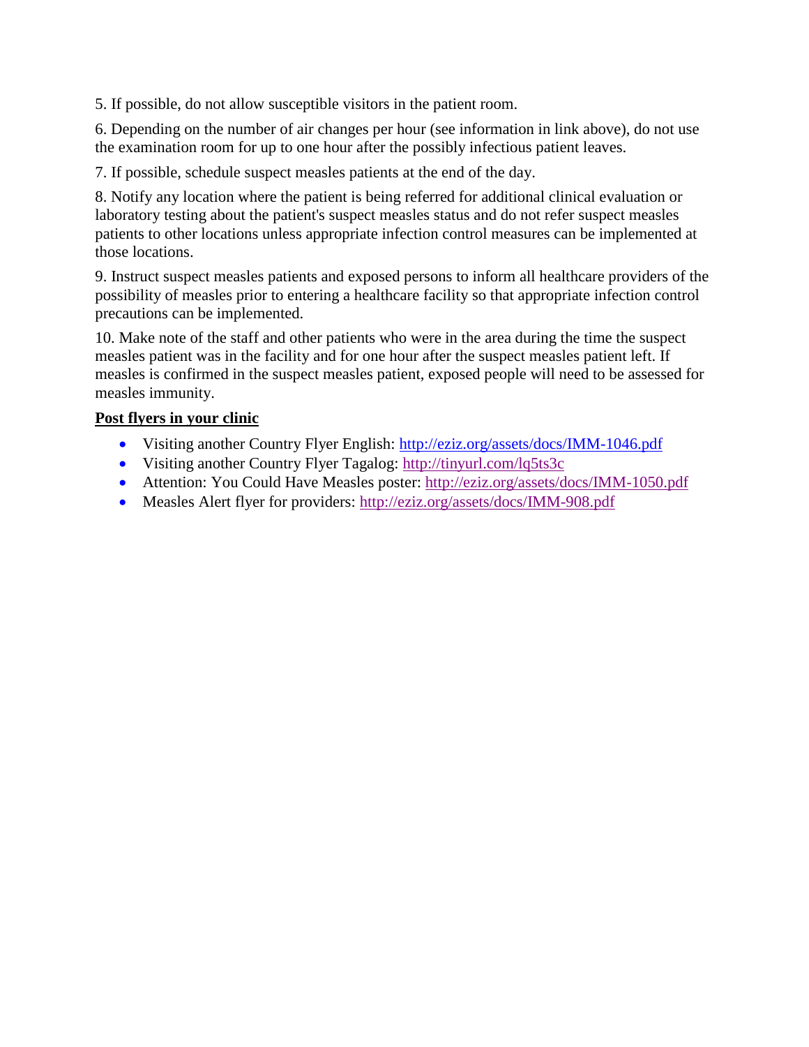5. If possible, do not allow susceptible visitors in the patient room.

6. Depending on the number of air changes per hour (see information in link above), do not use the examination room for up to one hour after the possibly infectious patient leaves.

7. If possible, schedule suspect measles patients at the end of the day.

8. Notify any location where the patient is being referred for additional clinical evaluation or laboratory testing about the patient's suspect measles status and do not refer suspect measles patients to other locations unless appropriate infection control measures can be implemented at those locations.

9. Instruct suspect measles patients and exposed persons to inform all healthcare providers of the possibility of measles prior to entering a healthcare facility so that appropriate infection control precautions can be implemented.

10. Make note of the staff and other patients who were in the area during the time the suspect measles patient was in the facility and for one hour after the suspect measles patient left. If measles is confirmed in the suspect measles patient, exposed people will need to be assessed for measles immunity.

**Post flyers in your clinic**

- Visiting another Country Flyer English: http://eziz.org/assets/docs/IMM-1046.pdf
- Visiting another Country Flyer Tagalog: http://tinyurl.com/lq5ts3c
- Attention: You Could Have Measles poster: http://eziz.org/assets/docs/IMM-1050.pdf
- Measles Alert flyer for providers: http://eziz.org/assets/docs/IMM-908.pdf